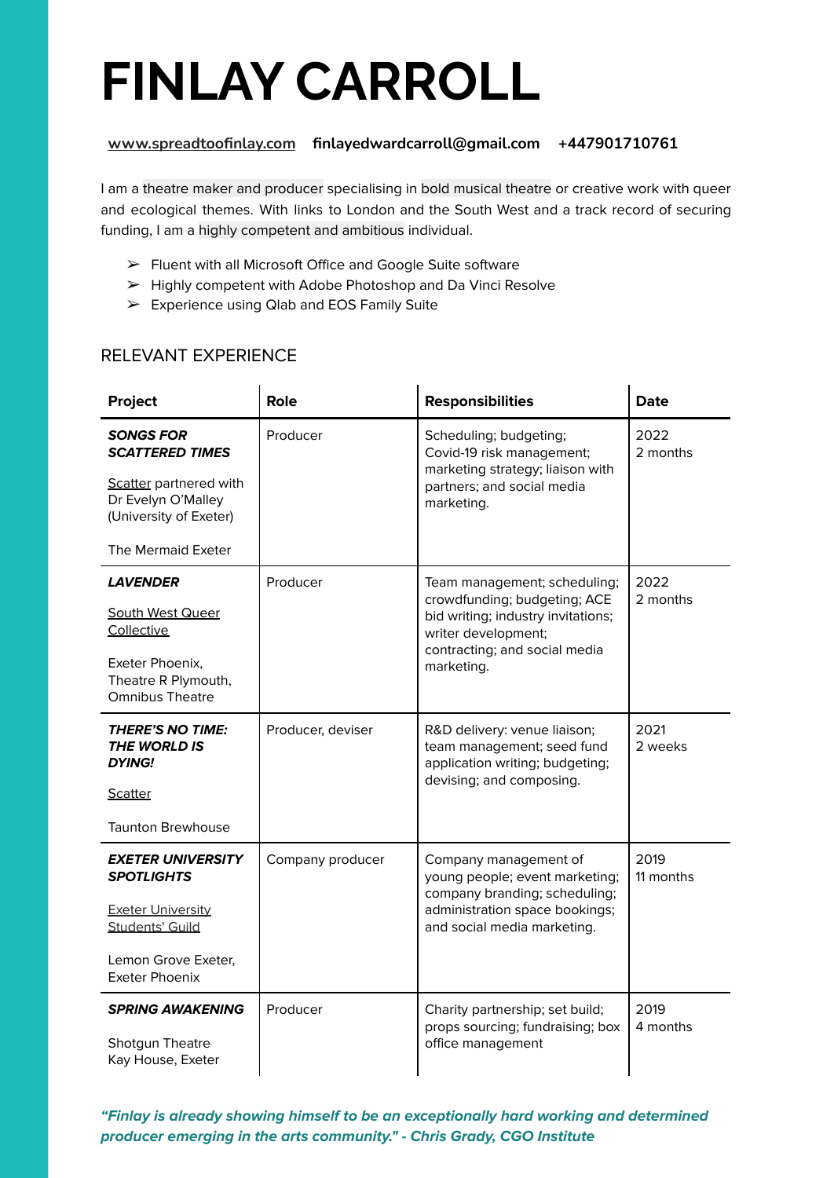# FINLAY CARROLL

[www.spreadtoofinlay.com](http://www.spreadtoofinlay.com) **finlayedwardcarroll@gmail.com** **+447901710761**

I am a theatre maker and producer specialising in bold musical theatre or creative work with queer and ecological themes. With links to London and the South West and a track record of securing funding, I am a highly competent and ambitious individual.

- ➢ Fluent with all Microsoft Office and Google Suite software
- ➢ Highly competent with Adobe Photoshop and Da Vinci Resolve
- ➢ Experience using Qlab and EOS Family Suite

## RELEVANT EXPERIENCE

| Project | Role | Responsibilities | Date |
|---|---|---|---|
| ***SONGS FOR SCATTERED TIMES***<br><br>Scatter partnered with Dr Evelyn O'Malley (University of Exeter)<br><br>The Mermaid Exeter | Producer | Scheduling; budgeting; Covid-19 risk management; marketing strategy; liaison with partners; and social media marketing. | 2022<br>2 months |
| ***LAVENDER***<br><br>South West Queer Collective<br><br>Exeter Phoenix, Theatre R Plymouth, Omnibus Theatre | Producer | Team management; scheduling; crowdfunding; budgeting; ACE bid writing; industry invitations; writer development; contracting; and social media marketing. | 2022<br>2 months |
| ***THERE'S NO TIME: THE WORLD IS DYING!***<br><br>Scatter<br><br>Taunton Brewhouse | Producer, deviser | R&D delivery: venue liaison; team management; seed fund application writing; budgeting; devising; and composing. | 2021<br>2 weeks |
| ***EXETER UNIVERSITY SPOTLIGHTS***<br><br>Exeter University Students' Guild<br><br>Lemon Grove Exeter, Exeter Phoenix | Company producer | Company management of young people; event marketing; company branding; scheduling; administration space bookings; and social media marketing. | 2019<br>11 months |
| ***SPRING AWAKENING***<br><br>Shotgun Theatre<br>Kay House, Exeter | Producer | Charity partnership; set build; props sourcing; fundraising; box office management | 2019<br>4 months |

***"Finlay is already showing himself to be an exceptionally hard working and determined producer emerging in the arts community." - Chris Grady, CGO Institute***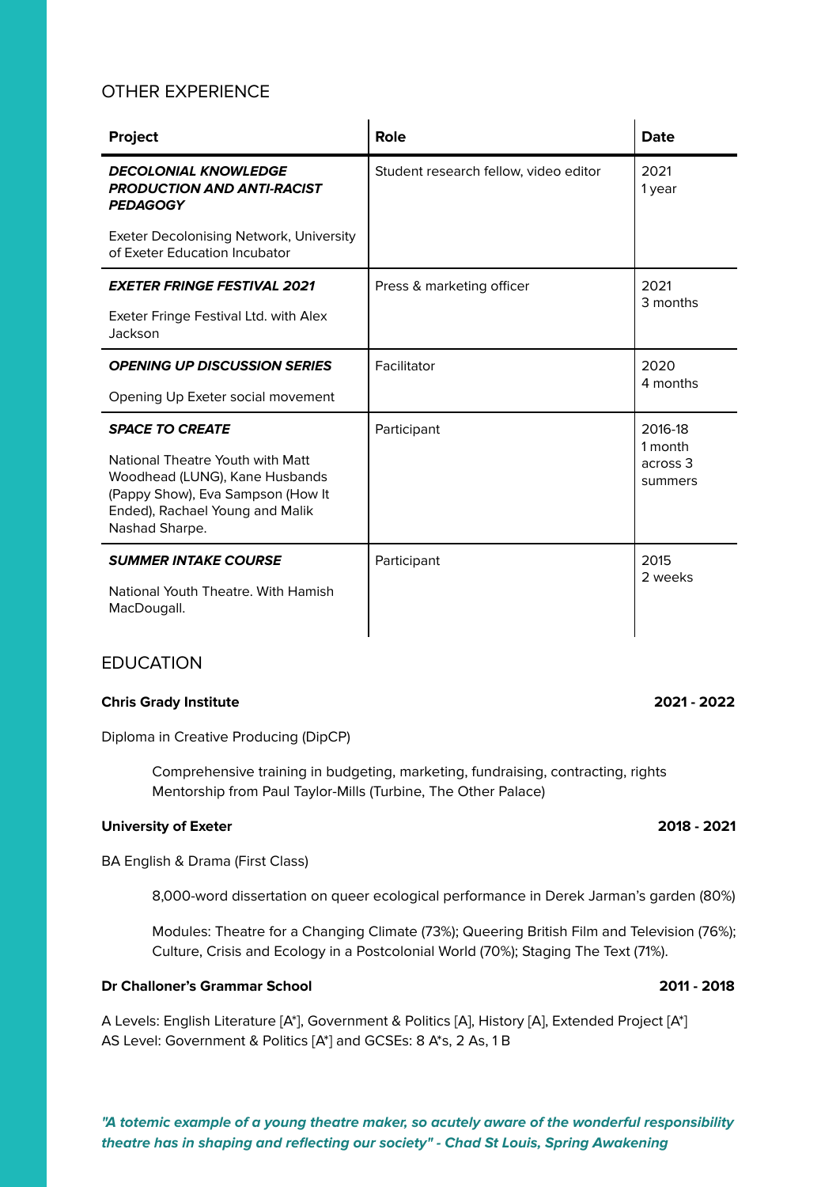## OTHER EXPERIENCE

| Project | Role | Date |
|---|---|---|
| ***DECOLONIAL KNOWLEDGE PRODUCTION AND ANTI-RACIST PEDAGOGY*** <br><br> Exeter Decolonising Network, University of Exeter Education Incubator | Student research fellow, video editor | 2021 <br> 1 year |
| ***EXETER FRINGE FESTIVAL 2021*** <br><br> Exeter Fringe Festival Ltd. with Alex Jackson | Press & marketing officer | 2021 <br> 3 months |
| ***OPENING UP DISCUSSION SERIES*** <br><br> Opening Up Exeter social movement | Facilitator | 2020 <br> 4 months |
| ***SPACE TO CREATE*** <br><br> National Theatre Youth with Matt Woodhead (LUNG), Kane Husbands (Pappy Show), Eva Sampson (How It Ended), Rachael Young and Malik Nashad Sharpe. | Participant | 2016-18 <br> 1 month across 3 summers |
| ***SUMMER INTAKE COURSE*** <br><br> National Youth Theatre. With Hamish MacDougall. | Participant | 2015 <br> 2 weeks |

## EDUCATION

**Chris Grady Institute** **2021 - 2022**

Diploma in Creative Producing (DipCP)

> Comprehensive training in budgeting, marketing, fundraising, contracting, rights
> Mentorship from Paul Taylor-Mills (Turbine, The Other Palace)

**University of Exeter** **2018 - 2021**

BA English & Drama (First Class)

> 8,000-word dissertation on queer ecological performance in Derek Jarman's garden (80%)
>
> Modules: Theatre for a Changing Climate (73%); Queering British Film and Television (76%); Culture, Crisis and Ecology in a Postcolonial World (70%); Staging The Text (71%).

**Dr Challoner's Grammar School** **2011 - 2018**

A Levels: English Literature [A*], Government & Politics [A], History [A], Extended Project [A*]
AS Level: Government & Politics [A*] and GCSEs: 8 A*s, 2 As, 1 B

***"A totemic example of a young theatre maker, so acutely aware of the wonderful responsibility theatre has in shaping and reflecting our society" - Chad St Louis, Spring Awakening***